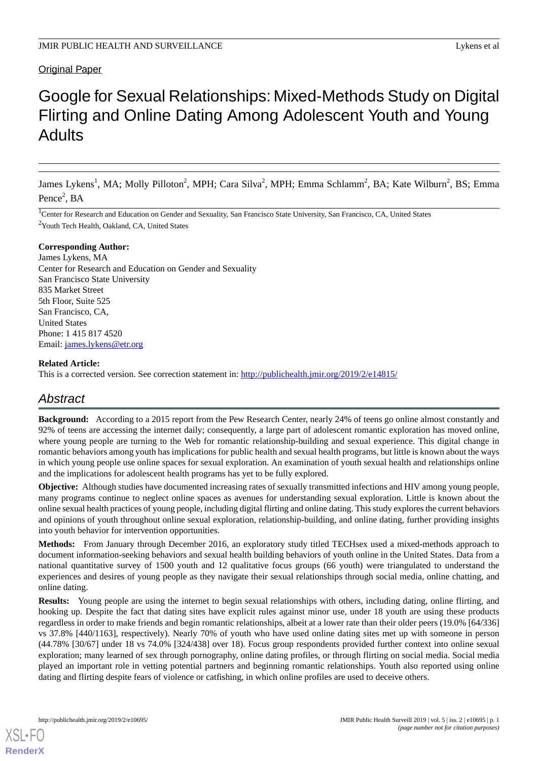Original Paper

# Google for Sexual Relationships: Mixed-Methods Study on Digital Flirting and Online Dating Among Adolescent Youth and Young Adults

James Lykens[1], MA; Molly Pilloton[2], MPH; Cara Silva[2], MPH; Emma Schlamm[2], BA; Kate Wilburn[2], BS; Emma Pence[2], BA

[1]Center for Research and Education on Gender and Sexuality, San Francisco State University, San Francisco, CA, United States

[2]Youth Tech Health, Oakland, CA, United States

**Corresponding Author:**
James Lykens, MA
Center for Research and Education on Gender and Sexuality
San Francisco State University
835 Market Street
5th Floor, Suite 525
San Francisco, CA,
United States
Phone: 1 415 817 4520
Email: james.lykens@etr.org

**Related Article:**
This is a corrected version. See correction statement in: http://publichealth.jmir.org/2019/2/e14815/

## Abstract

**Background:** According to a 2015 report from the Pew Research Center, nearly 24% of teens go online almost constantly and 92% of teens are accessing the internet daily; consequently, a large part of adolescent romantic exploration has moved online, where young people are turning to the Web for romantic relationship-building and sexual experience. This digital change in romantic behaviors among youth has implications for public health and sexual health programs, but little is known about the ways in which young people use online spaces for sexual exploration. An examination of youth sexual health and relationships online and the implications for adolescent health programs has yet to be fully explored.

**Objective:** Although studies have documented increasing rates of sexually transmitted infections and HIV among young people, many programs continue to neglect online spaces as avenues for understanding sexual exploration. Little is known about the online sexual health practices of young people, including digital flirting and online dating. This study explores the current behaviors and opinions of youth throughout online sexual exploration, relationship-building, and online dating, further providing insights into youth behavior for intervention opportunities.

**Methods:** From January through December 2016, an exploratory study titled TECHsex used a mixed-methods approach to document information-seeking behaviors and sexual health building behaviors of youth online in the United States. Data from a national quantitative survey of 1500 youth and 12 qualitative focus groups (66 youth) were triangulated to understand the experiences and desires of young people as they navigate their sexual relationships through social media, online chatting, and online dating.

**Results:** Young people are using the internet to begin sexual relationships with others, including dating, online flirting, and hooking up. Despite the fact that dating sites have explicit rules against minor use, under 18 youth are using these products regardless in order to make friends and begin romantic relationships, albeit at a lower rate than their older peers (19.0% [64/336] vs 37.8% [440/1163], respectively). Nearly 70% of youth who have used online dating sites met up with someone in person (44.78% [30/67] under 18 vs 74.0% [324/438] over 18). Focus group respondents provided further context into online sexual exploration; many learned of sex through pornography, online dating profiles, or through flirting on social media. Social media played an important role in vetting potential partners and beginning romantic relationships. Youth also reported using online dating and flirting despite fears of violence or catfishing, in which online profiles are used to deceive others.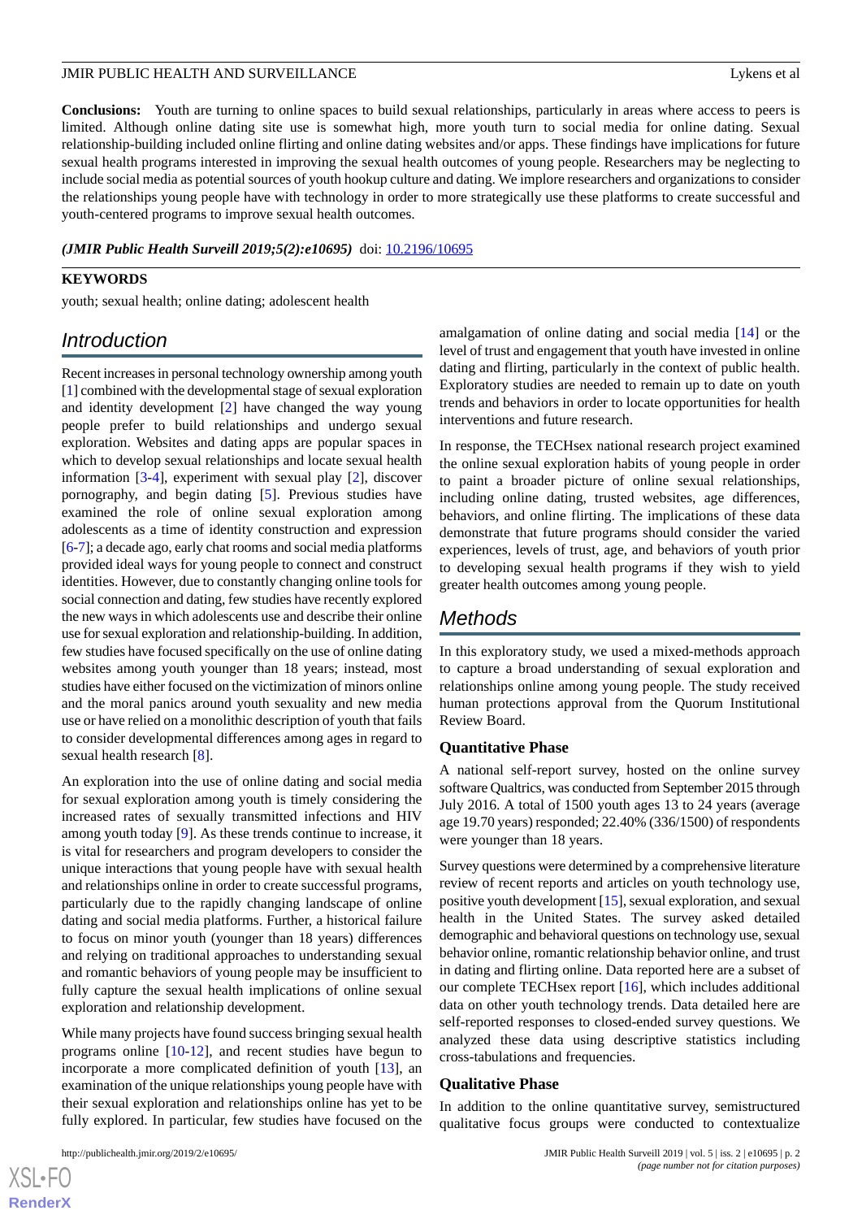**Conclusions:** Youth are turning to online spaces to build sexual relationships, particularly in areas where access to peers is limited. Although online dating site use is somewhat high, more youth turn to social media for online dating. Sexual relationship-building included online flirting and online dating websites and/or apps. These findings have implications for future sexual health programs interested in improving the sexual health outcomes of young people. Researchers may be neglecting to include social media as potential sources of youth hookup culture and dating. We implore researchers and organizations to consider the relationships young people have with technology in order to more strategically use these platforms to create successful and youth-centered programs to improve sexual health outcomes.

***(JMIR Public Health Surveill 2019;5(2):e10695)*** doi: 10.2196/10695

**KEYWORDS**

youth; sexual health; online dating; adolescent health

## Introduction

Recent increases in personal technology ownership among youth [1] combined with the developmental stage of sexual exploration and identity development [2] have changed the way young people prefer to build relationships and undergo sexual exploration. Websites and dating apps are popular spaces in which to develop sexual relationships and locate sexual health information [3-4], experiment with sexual play [2], discover pornography, and begin dating [5]. Previous studies have examined the role of online sexual exploration among adolescents as a time of identity construction and expression [6-7]; a decade ago, early chat rooms and social media platforms provided ideal ways for young people to connect and construct identities. However, due to constantly changing online tools for social connection and dating, few studies have recently explored the new ways in which adolescents use and describe their online use for sexual exploration and relationship-building. In addition, few studies have focused specifically on the use of online dating websites among youth younger than 18 years; instead, most studies have either focused on the victimization of minors online and the moral panics around youth sexuality and new media use or have relied on a monolithic description of youth that fails to consider developmental differences among ages in regard to sexual health research [8].

An exploration into the use of online dating and social media for sexual exploration among youth is timely considering the increased rates of sexually transmitted infections and HIV among youth today [9]. As these trends continue to increase, it is vital for researchers and program developers to consider the unique interactions that young people have with sexual health and relationships online in order to create successful programs, particularly due to the rapidly changing landscape of online dating and social media platforms. Further, a historical failure to focus on minor youth (younger than 18 years) differences and relying on traditional approaches to understanding sexual and romantic behaviors of young people may be insufficient to fully capture the sexual health implications of online sexual exploration and relationship development.

While many projects have found success bringing sexual health programs online [10-12], and recent studies have begun to incorporate a more complicated definition of youth [13], an examination of the unique relationships young people have with their sexual exploration and relationships online has yet to be fully explored. In particular, few studies have focused on the amalgamation of online dating and social media [14] or the level of trust and engagement that youth have invested in online dating and flirting, particularly in the context of public health. Exploratory studies are needed to remain up to date on youth trends and behaviors in order to locate opportunities for health interventions and future research.

In response, the TECHsex national research project examined the online sexual exploration habits of young people in order to paint a broader picture of online sexual relationships, including online dating, trusted websites, age differences, behaviors, and online flirting. The implications of these data demonstrate that future programs should consider the varied experiences, levels of trust, age, and behaviors of youth prior to developing sexual health programs if they wish to yield greater health outcomes among young people.

## Methods

In this exploratory study, we used a mixed-methods approach to capture a broad understanding of sexual exploration and relationships online among young people. The study received human protections approval from the Quorum Institutional Review Board.

### Quantitative Phase

A national self-report survey, hosted on the online survey software Qualtrics, was conducted from September 2015 through July 2016. A total of 1500 youth ages 13 to 24 years (average age 19.70 years) responded; 22.40% (336/1500) of respondents were younger than 18 years.

Survey questions were determined by a comprehensive literature review of recent reports and articles on youth technology use, positive youth development [15], sexual exploration, and sexual health in the United States. The survey asked detailed demographic and behavioral questions on technology use, sexual behavior online, romantic relationship behavior online, and trust in dating and flirting online. Data reported here are a subset of our complete TECHsex report [16], which includes additional data on other youth technology trends. Data detailed here are self-reported responses to closed-ended survey questions. We analyzed these data using descriptive statistics including cross-tabulations and frequencies.

### Qualitative Phase

In addition to the online quantitative survey, semistructured qualitative focus groups were conducted to contextualize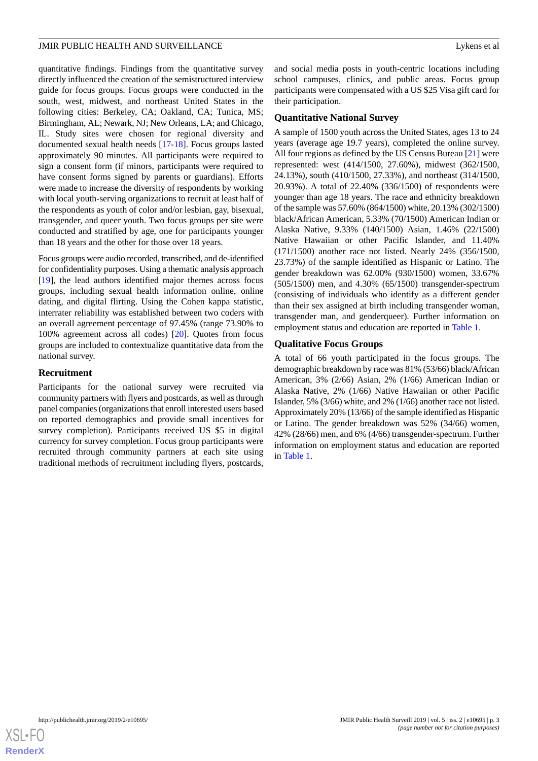quantitative findings. Findings from the quantitative survey directly influenced the creation of the semistructured interview guide for focus groups. Focus groups were conducted in the south, west, midwest, and northeast United States in the following cities: Berkeley, CA; Oakland, CA; Tunica, MS; Birmingham, AL; Newark, NJ; New Orleans, LA; and Chicago, IL. Study sites were chosen for regional diversity and documented sexual health needs [17-18]. Focus groups lasted approximately 90 minutes. All participants were required to sign a consent form (if minors, participants were required to have consent forms signed by parents or guardians). Efforts were made to increase the diversity of respondents by working with local youth-serving organizations to recruit at least half of the respondents as youth of color and/or lesbian, gay, bisexual, transgender, and queer youth. Two focus groups per site were conducted and stratified by age, one for participants younger than 18 years and the other for those over 18 years.

Focus groups were audio recorded, transcribed, and de-identified for confidentiality purposes. Using a thematic analysis approach [19], the lead authors identified major themes across focus groups, including sexual health information online, online dating, and digital flirting. Using the Cohen kappa statistic, interrater reliability was established between two coders with an overall agreement percentage of 97.45% (range 73.90% to 100% agreement across all codes) [20]. Quotes from focus groups are included to contextualize quantitative data from the national survey.

## Recruitment

Participants for the national survey were recruited via community partners with flyers and postcards, as well as through panel companies (organizations that enroll interested users based on reported demographics and provide small incentives for survey completion). Participants received US $5 in digital currency for survey completion. Focus group participants were recruited through community partners at each site using traditional methods of recruitment including flyers, postcards, and social media posts in youth-centric locations including school campuses, clinics, and public areas. Focus group participants were compensated with a US $25 Visa gift card for their participation.

## Quantitative National Survey

A sample of 1500 youth across the United States, ages 13 to 24 years (average age 19.7 years), completed the online survey. All four regions as defined by the US Census Bureau [21] were represented: west (414/1500, 27.60%), midwest (362/1500, 24.13%), south (410/1500, 27.33%), and northeast (314/1500, 20.93%). A total of 22.40% (336/1500) of respondents were younger than age 18 years. The race and ethnicity breakdown of the sample was 57.60% (864/1500) white, 20.13% (302/1500) black/African American, 5.33% (70/1500) American Indian or Alaska Native, 9.33% (140/1500) Asian, 1.46% (22/1500) Native Hawaiian or other Pacific Islander, and 11.40% (171/1500) another race not listed. Nearly 24% (356/1500, 23.73%) of the sample identified as Hispanic or Latino. The gender breakdown was 62.00% (930/1500) women, 33.67% (505/1500) men, and 4.30% (65/1500) transgender-spectrum (consisting of individuals who identify as a different gender than their sex assigned at birth including transgender woman, transgender man, and genderqueer). Further information on employment status and education are reported in Table 1.

## Qualitative Focus Groups

A total of 66 youth participated in the focus groups. The demographic breakdown by race was 81% (53/66) black/African American, 3% (2/66) Asian, 2% (1/66) American Indian or Alaska Native, 2% (1/66) Native Hawaiian or other Pacific Islander, 5% (3/66) white, and 2% (1/66) another race not listed. Approximately 20% (13/66) of the sample identified as Hispanic or Latino. The gender breakdown was 52% (34/66) women, 42% (28/66) men, and 6% (4/66) transgender-spectrum. Further information on employment status and education are reported in Table 1.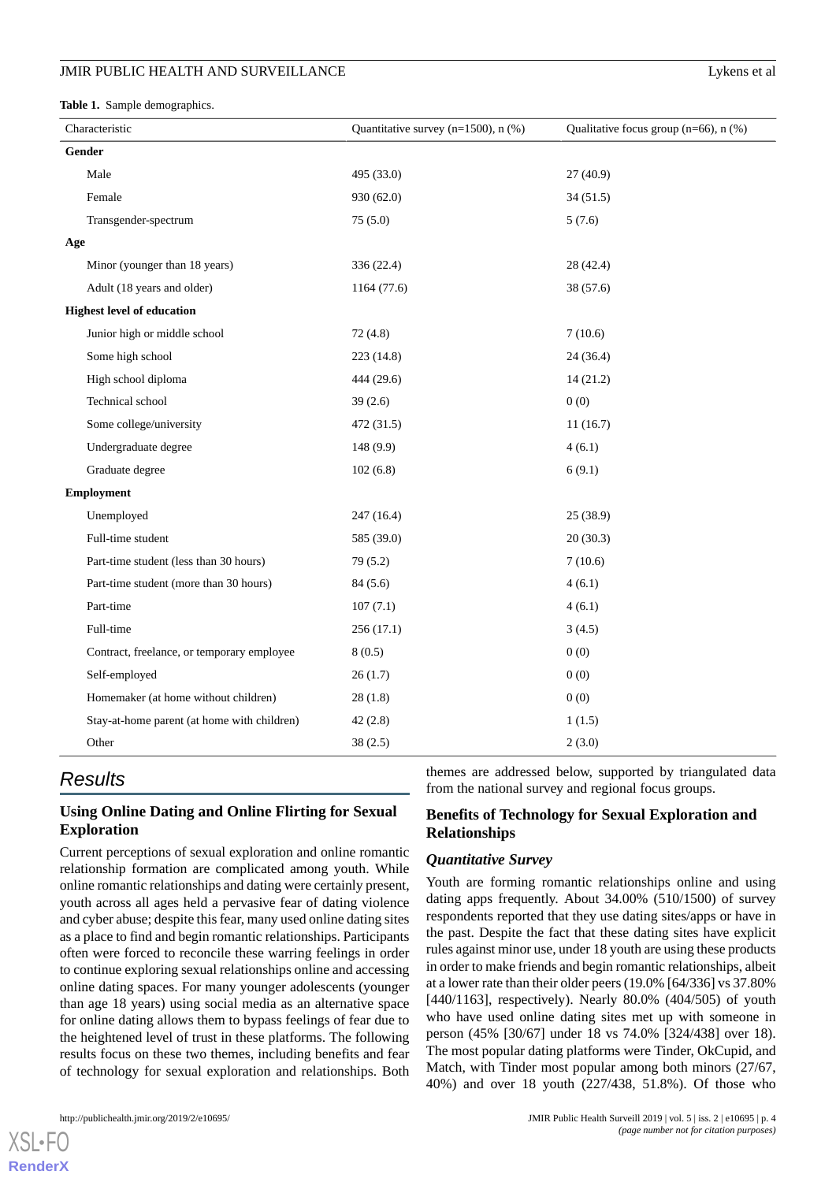**Table 1.** Sample demographics.

| Characteristic | Quantitative survey (n=1500), n (%) | Qualitative focus group (n=66), n (%) |
|---|---|---|
| **Gender** | | |
| Male | 495 (33.0) | 27 (40.9) |
| Female | 930 (62.0) | 34 (51.5) |
| Transgender-spectrum | 75 (5.0) | 5 (7.6) |
| **Age** | | |
| Minor (younger than 18 years) | 336 (22.4) | 28 (42.4) |
| Adult (18 years and older) | 1164 (77.6) | 38 (57.6) |
| **Highest level of education** | | |
| Junior high or middle school | 72 (4.8) | 7 (10.6) |
| Some high school | 223 (14.8) | 24 (36.4) |
| High school diploma | 444 (29.6) | 14 (21.2) |
| Technical school | 39 (2.6) | 0 (0) |
| Some college/university | 472 (31.5) | 11 (16.7) |
| Undergraduate degree | 148 (9.9) | 4 (6.1) |
| Graduate degree | 102 (6.8) | 6 (9.1) |
| **Employment** | | |
| Unemployed | 247 (16.4) | 25 (38.9) |
| Full-time student | 585 (39.0) | 20 (30.3) |
| Part-time student (less than 30 hours) | 79 (5.2) | 7 (10.6) |
| Part-time student (more than 30 hours) | 84 (5.6) | 4 (6.1) |
| Part-time | 107 (7.1) | 4 (6.1) |
| Full-time | 256 (17.1) | 3 (4.5) |
| Contract, freelance, or temporary employee | 8 (0.5) | 0 (0) |
| Self-employed | 26 (1.7) | 0 (0) |
| Homemaker (at home without children) | 28 (1.8) | 0 (0) |
| Stay-at-home parent (at home with children) | 42 (2.8) | 1 (1.5) |
| Other | 38 (2.5) | 2 (3.0) |

# Results

## Using Online Dating and Online Flirting for Sexual Exploration

Current perceptions of sexual exploration and online romantic relationship formation are complicated among youth. While online romantic relationships and dating were certainly present, youth across all ages held a pervasive fear of dating violence and cyber abuse; despite this fear, many used online dating sites as a place to find and begin romantic relationships. Participants often were forced to reconcile these warring feelings in order to continue exploring sexual relationships online and accessing online dating spaces. For many younger adolescents (younger than age 18 years) using social media as an alternative space for online dating allows them to bypass feelings of fear due to the heightened level of trust in these platforms. The following results focus on these two themes, including benefits and fear of technology for sexual exploration and relationships. Both themes are addressed below, supported by triangulated data from the national survey and regional focus groups.

## Benefits of Technology for Sexual Exploration and Relationships

### Quantitative Survey

Youth are forming romantic relationships online and using dating apps frequently. About 34.00% (510/1500) of survey respondents reported that they use dating sites/apps or have in the past. Despite the fact that these dating sites have explicit rules against minor use, under 18 youth are using these products in order to make friends and begin romantic relationships, albeit at a lower rate than their older peers (19.0% [64/336] vs 37.80% [440/1163], respectively). Nearly 80.0% (404/505) of youth who have used online dating sites met up with someone in person (45% [30/67] under 18 vs 74.0% [324/438] over 18). The most popular dating platforms were Tinder, OkCupid, and Match, with Tinder most popular among both minors (27/67, 40%) and over 18 youth (227/438, 51.8%). Of those who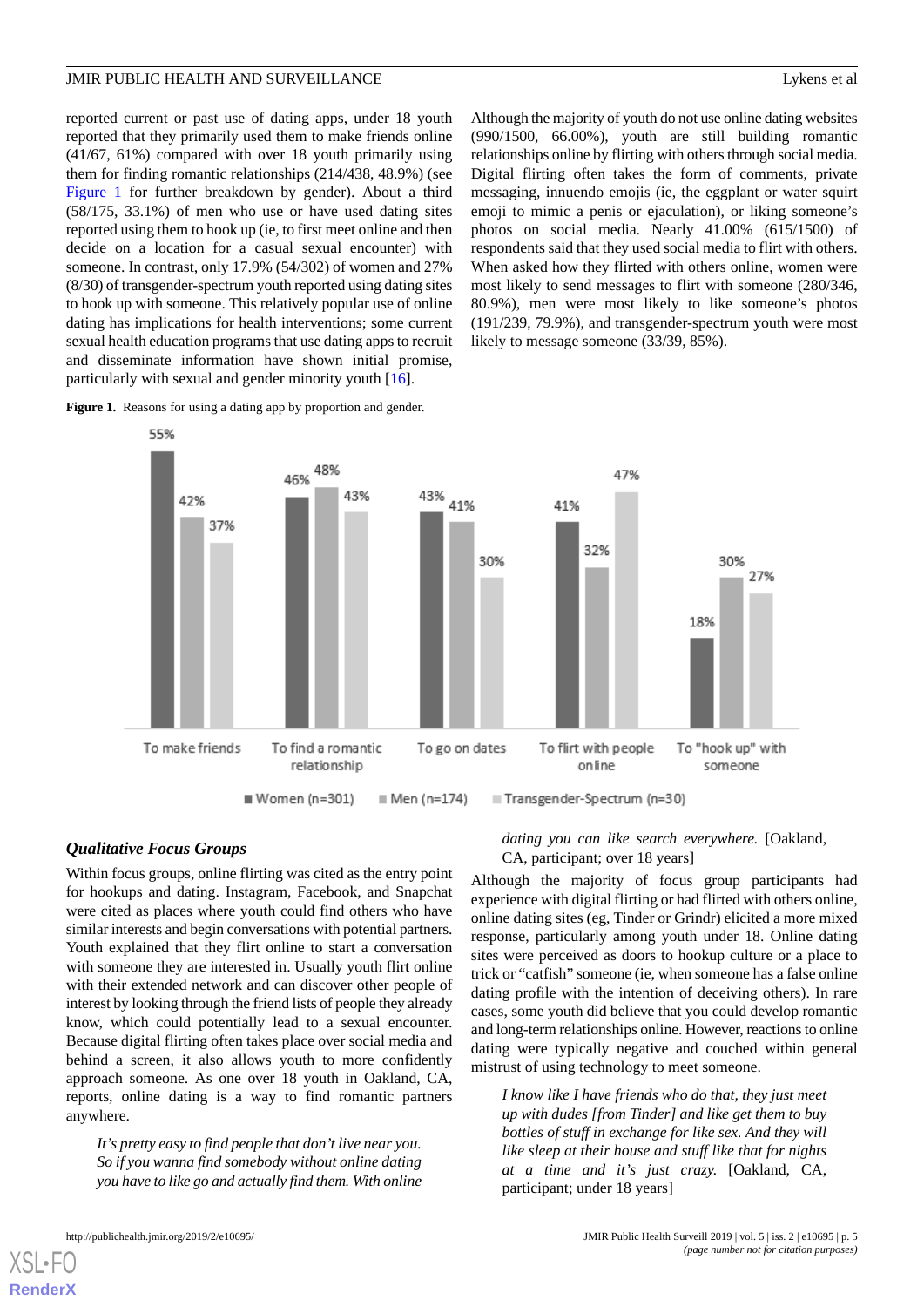reported current or past use of dating apps, under 18 youth reported that they primarily used them to make friends online (41/67, 61%) compared with over 18 youth primarily using them for finding romantic relationships (214/438, 48.9%) (see Figure 1 for further breakdown by gender). About a third (58/175, 33.1%) of men who use or have used dating sites reported using them to hook up (ie, to first meet online and then decide on a location for a casual sexual encounter) with someone. In contrast, only 17.9% (54/302) of women and 27% (8/30) of transgender-spectrum youth reported using dating sites to hook up with someone. This relatively popular use of online dating has implications for health interventions; some current sexual health education programs that use dating apps to recruit and disseminate information have shown initial promise, particularly with sexual and gender minority youth [16].

Although the majority of youth do not use online dating websites (990/1500, 66.00%), youth are still building romantic relationships online by flirting with others through social media. Digital flirting often takes the form of comments, private messaging, innuendo emojis (ie, the eggplant or water squirt emoji to mimic a penis or ejaculation), or liking someone's photos on social media. Nearly 41.00% (615/1500) of respondents said that they used social media to flirt with others. When asked how they flirted with others online, women were most likely to send messages to flirt with someone (280/346, 80.9%), men were most likely to like someone's photos (191/239, 79.9%), and transgender-spectrum youth were most likely to message someone (33/39, 85%).

**Figure 1.** Reasons for using a dating app by proportion and gender.

| | Women (n=301) | Men (n=174) | Transgender-Spectrum (n=30) |
|---|---|---|---|
| To make friends | 55% | 42% | 37% |
| To find a romantic relationship | 46% | 48% | 43% |
| To go on dates | 43% | 41% | 30% |
| To flirt with people online | 41% | 32% | 47% |
| To "hook up" with someone | 18% | 30% | 27% |

### *Qualitative Focus Groups*

Within focus groups, online flirting was cited as the entry point for hookups and dating. Instagram, Facebook, and Snapchat were cited as places where youth could find others who have similar interests and begin conversations with potential partners. Youth explained that they flirt online to start a conversation with someone they are interested in. Usually youth flirt online with their extended network and can discover other people of interest by looking through the friend lists of people they already know, which could potentially lead to a sexual encounter. Because digital flirting often takes place over social media and behind a screen, it also allows youth to more confidently approach someone. As one over 18 youth in Oakland, CA, reports, online dating is a way to find romantic partners anywhere.

> *It's pretty easy to find people that don't live near you. So if you wanna find somebody without online dating you have to like go and actually find them. With online dating you can like search everywhere.* [Oakland, CA, participant; over 18 years]

Although the majority of focus group participants had experience with digital flirting or had flirted with others online, online dating sites (eg, Tinder or Grindr) elicited a more mixed response, particularly among youth under 18. Online dating sites were perceived as doors to hookup culture or a place to trick or "catfish" someone (ie, when someone has a false online dating profile with the intention of deceiving others). In rare cases, some youth did believe that you could develop romantic and long-term relationships online. However, reactions to online dating were typically negative and couched within general mistrust of using technology to meet someone.

> *I know like I have friends who do that, they just meet up with dudes [from Tinder] and like get them to buy bottles of stuff in exchange for like sex. And they will like sleep at their house and stuff like that for nights at a time and it's just crazy.* [Oakland, CA, participant; under 18 years]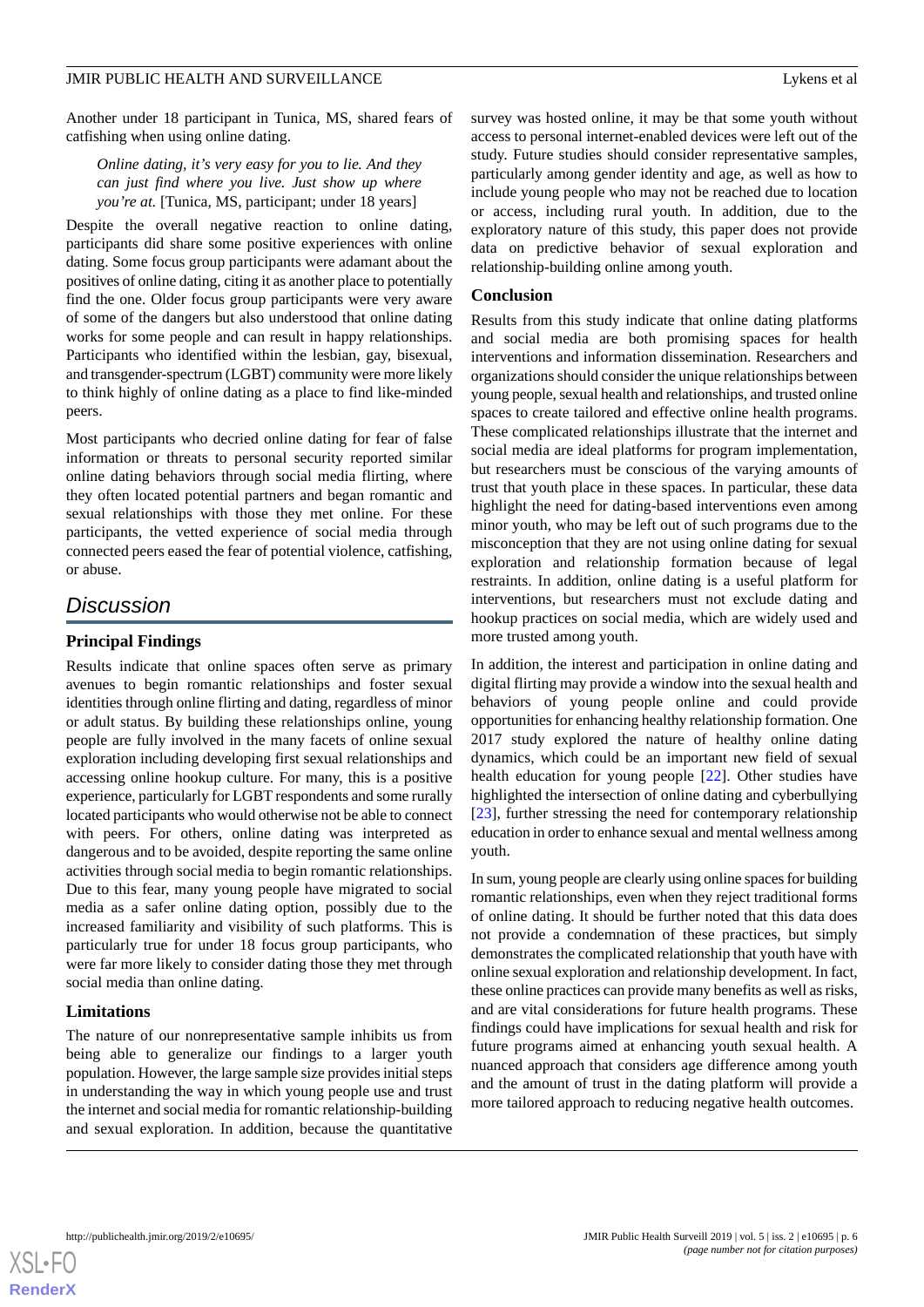Another under 18 participant in Tunica, MS, shared fears of catfishing when using online dating.

> *Online dating, it's very easy for you to lie. And they can just find where you live. Just show up where you're at.* [Tunica, MS, participant; under 18 years]

Despite the overall negative reaction to online dating, participants did share some positive experiences with online dating. Some focus group participants were adamant about the positives of online dating, citing it as another place to potentially find the one. Older focus group participants were very aware of some of the dangers but also understood that online dating works for some people and can result in happy relationships. Participants who identified within the lesbian, gay, bisexual, and transgender-spectrum (LGBT) community were more likely to think highly of online dating as a place to find like-minded peers.

Most participants who decried online dating for fear of false information or threats to personal security reported similar online dating behaviors through social media flirting, where they often located potential partners and began romantic and sexual relationships with those they met online. For these participants, the vetted experience of social media through connected peers eased the fear of potential violence, catfishing, or abuse.

## Discussion

### Principal Findings

Results indicate that online spaces often serve as primary avenues to begin romantic relationships and foster sexual identities through online flirting and dating, regardless of minor or adult status. By building these relationships online, young people are fully involved in the many facets of online sexual exploration including developing first sexual relationships and accessing online hookup culture. For many, this is a positive experience, particularly for LGBT respondents and some rurally located participants who would otherwise not be able to connect with peers. For others, online dating was interpreted as dangerous and to be avoided, despite reporting the same online activities through social media to begin romantic relationships. Due to this fear, many young people have migrated to social media as a safer online dating option, possibly due to the increased familiarity and visibility of such platforms. This is particularly true for under 18 focus group participants, who were far more likely to consider dating those they met through social media than online dating.

### Limitations

The nature of our nonrepresentative sample inhibits us from being able to generalize our findings to a larger youth population. However, the large sample size provides initial steps in understanding the way in which young people use and trust the internet and social media for romantic relationship-building and sexual exploration. In addition, because the quantitative survey was hosted online, it may be that some youth without access to personal internet-enabled devices were left out of the study. Future studies should consider representative samples, particularly among gender identity and age, as well as how to include young people who may not be reached due to location or access, including rural youth. In addition, due to the exploratory nature of this study, this paper does not provide data on predictive behavior of sexual exploration and relationship-building online among youth.

### Conclusion

Results from this study indicate that online dating platforms and social media are both promising spaces for health interventions and information dissemination. Researchers and organizations should consider the unique relationships between young people, sexual health and relationships, and trusted online spaces to create tailored and effective online health programs. These complicated relationships illustrate that the internet and social media are ideal platforms for program implementation, but researchers must be conscious of the varying amounts of trust that youth place in these spaces. In particular, these data highlight the need for dating-based interventions even among minor youth, who may be left out of such programs due to the misconception that they are not using online dating for sexual exploration and relationship formation because of legal restraints. In addition, online dating is a useful platform for interventions, but researchers must not exclude dating and hookup practices on social media, which are widely used and more trusted among youth.

In addition, the interest and participation in online dating and digital flirting may provide a window into the sexual health and behaviors of young people online and could provide opportunities for enhancing healthy relationship formation. One 2017 study explored the nature of healthy online dating dynamics, which could be an important new field of sexual health education for young people [22]. Other studies have highlighted the intersection of online dating and cyberbullying [23], further stressing the need for contemporary relationship education in order to enhance sexual and mental wellness among youth.

In sum, young people are clearly using online spaces for building romantic relationships, even when they reject traditional forms of online dating. It should be further noted that this data does not provide a condemnation of these practices, but simply demonstrates the complicated relationship that youth have with online sexual exploration and relationship development. In fact, these online practices can provide many benefits as well as risks, and are vital considerations for future health programs. These findings could have implications for sexual health and risk for future programs aimed at enhancing youth sexual health. A nuanced approach that considers age difference among youth and the amount of trust in the dating platform will provide a more tailored approach to reducing negative health outcomes.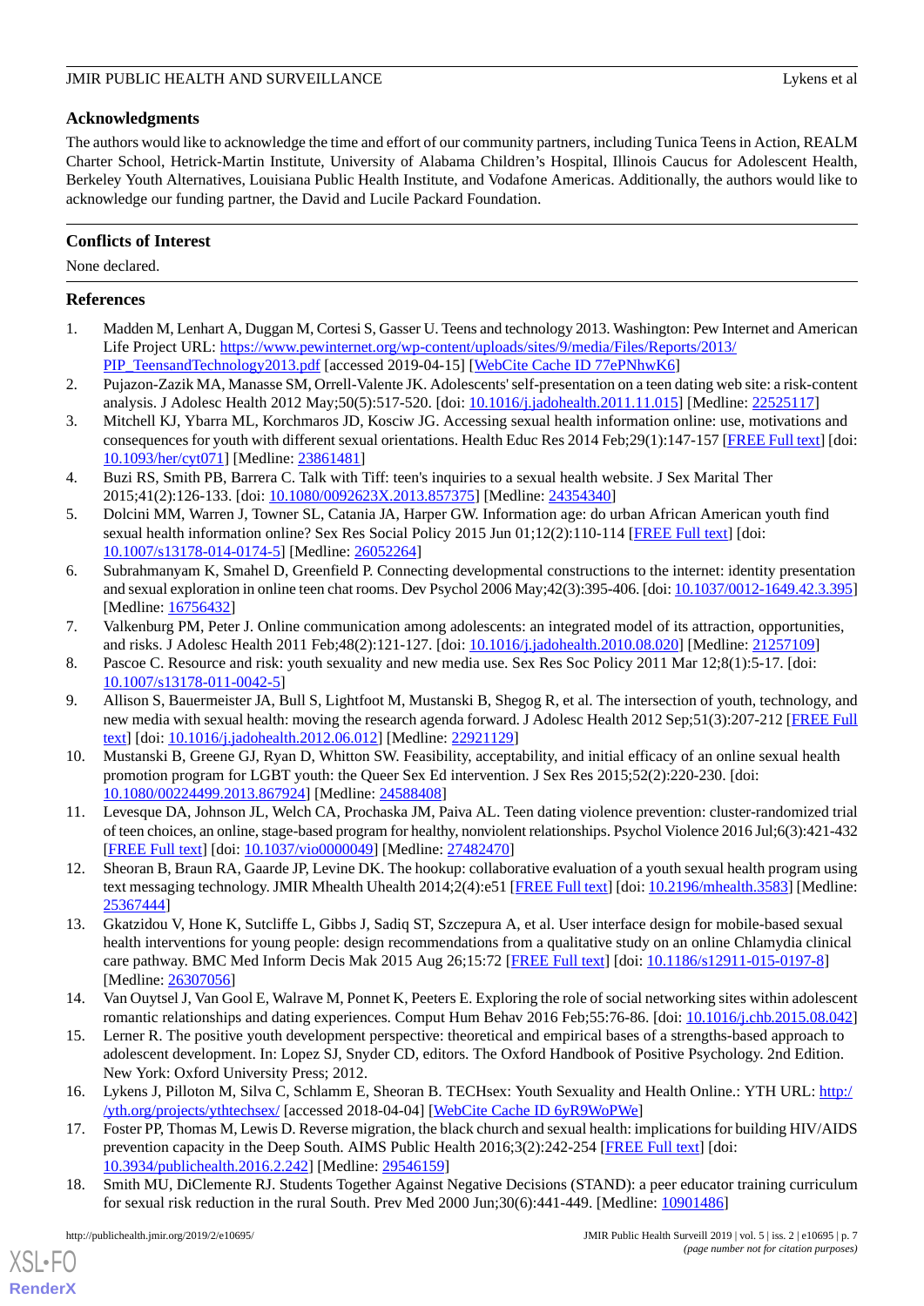## Acknowledgments

The authors would like to acknowledge the time and effort of our community partners, including Tunica Teens in Action, REALM Charter School, Hetrick-Martin Institute, University of Alabama Children's Hospital, Illinois Caucus for Adolescent Health, Berkeley Youth Alternatives, Louisiana Public Health Institute, and Vodafone Americas. Additionally, the authors would like to acknowledge our funding partner, the David and Lucile Packard Foundation.

## Conflicts of Interest

None declared.

## References

1. Madden M, Lenhart A, Duggan M, Cortesi S, Gasser U. Teens and technology 2013. Washington: Pew Internet and American Life Project URL: https://www.pewinternet.org/wp-content/uploads/sites/9/media/Files/Reports/2013/PIP_TeensandTechnology2013.pdf [accessed 2019-04-15] [WebCite Cache ID 77ePNhwK6]
2. Pujazon-Zazik MA, Manasse SM, Orrell-Valente JK. Adolescents' self-presentation on a teen dating web site: a risk-content analysis. J Adolesc Health 2012 May;50(5):517-520. [doi: 10.1016/j.jadohealth.2011.11.015] [Medline: 22525117]
3. Mitchell KJ, Ybarra ML, Korchmaros JD, Kosciw JG. Accessing sexual health information online: use, motivations and consequences for youth with different sexual orientations. Health Educ Res 2014 Feb;29(1):147-157 [FREE Full text] [doi: 10.1093/her/cyt071] [Medline: 23861481]
4. Buzi RS, Smith PB, Barrera C. Talk with Tiff: teen's inquiries to a sexual health website. J Sex Marital Ther 2015;41(2):126-133. [doi: 10.1080/0092623X.2013.857375] [Medline: 24354340]
5. Dolcini MM, Warren J, Towner SL, Catania JA, Harper GW. Information age: do urban African American youth find sexual health information online? Sex Res Social Policy 2015 Jun 01;12(2):110-114 [FREE Full text] [doi: 10.1007/s13178-014-0174-5] [Medline: 26052264]
6. Subrahmanyam K, Smahel D, Greenfield P. Connecting developmental constructions to the internet: identity presentation and sexual exploration in online teen chat rooms. Dev Psychol 2006 May;42(3):395-406. [doi: 10.1037/0012-1649.42.3.395] [Medline: 16756432]
7. Valkenburg PM, Peter J. Online communication among adolescents: an integrated model of its attraction, opportunities, and risks. J Adolesc Health 2011 Feb;48(2):121-127. [doi: 10.1016/j.jadohealth.2010.08.020] [Medline: 21257109]
8. Pascoe C. Resource and risk: youth sexuality and new media use. Sex Res Soc Policy 2011 Mar 12;8(1):5-17. [doi: 10.1007/s13178-011-0042-5]
9. Allison S, Bauermeister JA, Bull S, Lightfoot M, Mustanski B, Shegog R, et al. The intersection of youth, technology, and new media with sexual health: moving the research agenda forward. J Adolesc Health 2012 Sep;51(3):207-212 [FREE Full text] [doi: 10.1016/j.jadohealth.2012.06.012] [Medline: 22921129]
10. Mustanski B, Greene GJ, Ryan D, Whitton SW. Feasibility, acceptability, and initial efficacy of an online sexual health promotion program for LGBT youth: the Queer Sex Ed intervention. J Sex Res 2015;52(2):220-230. [doi: 10.1080/00224499.2013.867924] [Medline: 24588408]
11. Levesque DA, Johnson JL, Welch CA, Prochaska JM, Paiva AL. Teen dating violence prevention: cluster-randomized trial of teen choices, an online, stage-based program for healthy, nonviolent relationships. Psychol Violence 2016 Jul;6(3):421-432 [FREE Full text] [doi: 10.1037/vio0000049] [Medline: 27482470]
12. Sheoran B, Braun RA, Gaarde JP, Levine DK. The hookup: collaborative evaluation of a youth sexual health program using text messaging technology. JMIR Mhealth Uhealth 2014;2(4):e51 [FREE Full text] [doi: 10.2196/mhealth.3583] [Medline: 25367444]
13. Gkatzidou V, Hone K, Sutcliffe L, Gibbs J, Sadiq ST, Szczepura A, et al. User interface design for mobile-based sexual health interventions for young people: design recommendations from a qualitative study on an online Chlamydia clinical care pathway. BMC Med Inform Decis Mak 2015 Aug 26;15:72 [FREE Full text] [doi: 10.1186/s12911-015-0197-8] [Medline: 26307056]
14. Van Ouytsel J, Van Gool E, Walrave M, Ponnet K, Peeters E. Exploring the role of social networking sites within adolescent romantic relationships and dating experiences. Comput Hum Behav 2016 Feb;55:76-86. [doi: 10.1016/j.chb.2015.08.042]
15. Lerner R. The positive youth development perspective: theoretical and empirical bases of a strengths-based approach to adolescent development. In: Lopez SJ, Snyder CD, editors. The Oxford Handbook of Positive Psychology. 2nd Edition. New York: Oxford University Press; 2012.
16. Lykens J, Pilloton M, Silva C, Schlamm E, Sheoran B. TECHsex: Youth Sexuality and Health Online.: YTH URL: http://yth.org/projects/ythtechsex/ [accessed 2018-04-04] [WebCite Cache ID 6yR9WoPWe]
17. Foster PP, Thomas M, Lewis D. Reverse migration, the black church and sexual health: implications for building HIV/AIDS prevention capacity in the Deep South. AIMS Public Health 2016;3(2):242-254 [FREE Full text] [doi: 10.3934/publichealth.2016.2.242] [Medline: 29546159]
18. Smith MU, DiClemente RJ. Students Together Against Negative Decisions (STAND): a peer educator training curriculum for sexual risk reduction in the rural South. Prev Med 2000 Jun;30(6):441-449. [Medline: 10901486]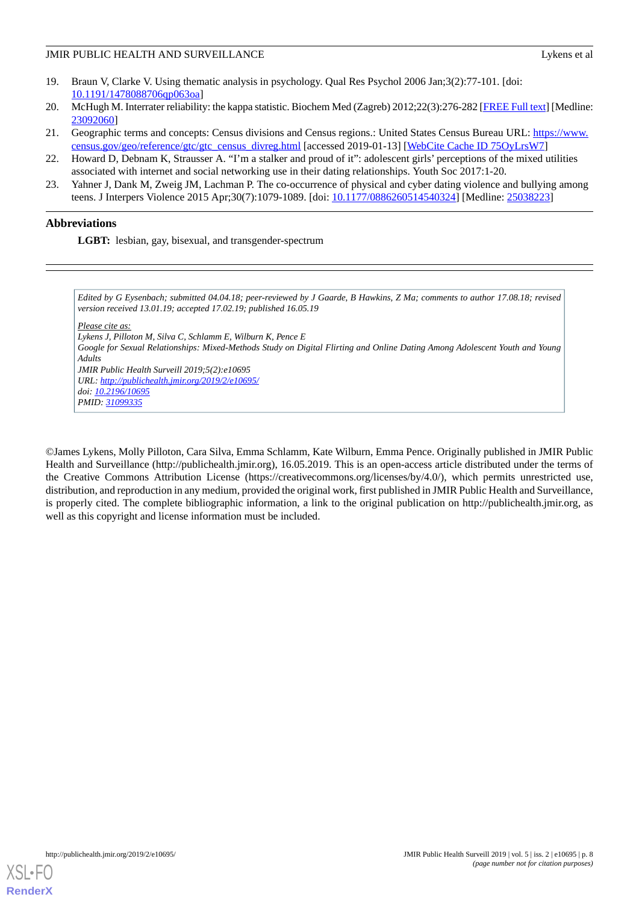19. Braun V, Clarke V. Using thematic analysis in psychology. Qual Res Psychol 2006 Jan;3(2):77-101. [doi: 10.1191/1478088706qp063oa]
20. McHugh M. Interrater reliability: the kappa statistic. Biochem Med (Zagreb) 2012;22(3):276-282 [FREE Full text] [Medline: 23092060]
21. Geographic terms and concepts: Census divisions and Census regions.: United States Census Bureau URL: https://www.census.gov/geo/reference/gtc/gtc_census_divreg.html [accessed 2019-01-13] [WebCite Cache ID 75OyLrsW7]
22. Howard D, Debnam K, Strausser A. "I'm a stalker and proud of it": adolescent girls' perceptions of the mixed utilities associated with internet and social networking use in their dating relationships. Youth Soc 2017:1-20.
23. Yahner J, Dank M, Zweig JM, Lachman P. The co-occurrence of physical and cyber dating violence and bullying among teens. J Interpers Violence 2015 Apr;30(7):1079-1089. [doi: 10.1177/0886260514540324] [Medline: 25038223]

## Abbreviations

**LGBT:** lesbian, gay, bisexual, and transgender-spectrum

---

*Edited by G Eysenbach; submitted 04.04.18; peer-reviewed by J Gaarde, B Hawkins, Z Ma; comments to author 17.08.18; revised version received 13.01.19; accepted 17.02.19; published 16.05.19*

*Please cite as:*
*Lykens J, Pilloton M, Silva C, Schlamm E, Wilburn K, Pence E*
*Google for Sexual Relationships: Mixed-Methods Study on Digital Flirting and Online Dating Among Adolescent Youth and Young Adults*
*JMIR Public Health Surveill 2019;5(2):e10695*
*URL: http://publichealth.jmir.org/2019/2/e10695/*
*doi: 10.2196/10695*
*PMID: 31099335*

©James Lykens, Molly Pilloton, Cara Silva, Emma Schlamm, Kate Wilburn, Emma Pence. Originally published in JMIR Public Health and Surveillance (http://publichealth.jmir.org), 16.05.2019. This is an open-access article distributed under the terms of the Creative Commons Attribution License (https://creativecommons.org/licenses/by/4.0/), which permits unrestricted use, distribution, and reproduction in any medium, provided the original work, first published in JMIR Public Health and Surveillance, is properly cited. The complete bibliographic information, a link to the original publication on http://publichealth.jmir.org, as well as this copyright and license information must be included.